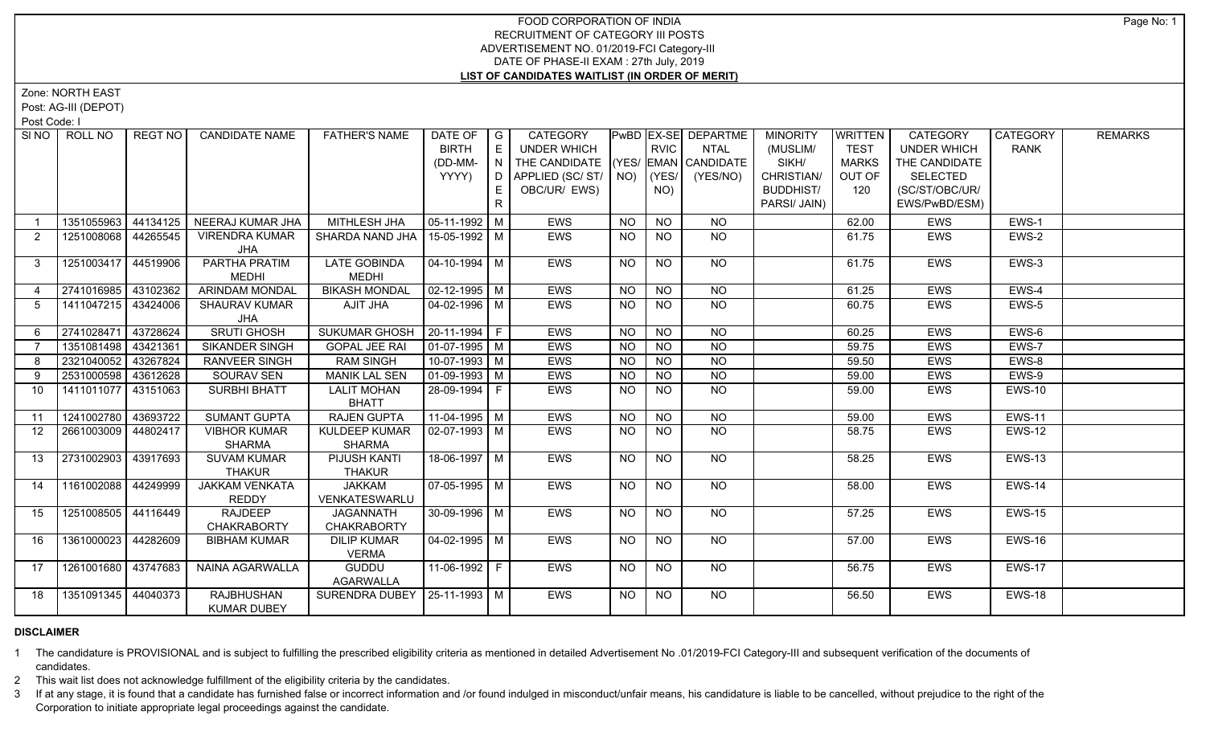# FOOD CORPORATION OF INDIA
## RECRUITMENT OF CATEGORY III POSTS
## ADVERTISEMENT NO. 01/2019-FCI Category-III
## DATE OF PHASE-II EXAM : 27th July, 2019
## LIST OF CANDIDATES WAITLIST (IN ORDER OF MERIT)

Zone: NORTH EAST

Post: AG-III (DEPOT)

Post Code: I

| SI NO | ROLL NO | REGT NO | CANDIDATE NAME | FATHER'S NAME | DATE OF BIRTH (DD-MM-YYYY) | GENDER | CATEGORY UNDER WHICH THE CANDIDATE APPLIED (SC/ ST/ OBC/UR/ EWS) | PwBD (YES/ NO) | EX-SERVICEMAN (YES/ NO) | DEPARTMENTAL CANDIDATE (YES/NO) | MINORITY (MUSLIM/ SIKH/ CHRISTIAN/ BUDDHIST/ PARSI/ JAIN) | WRITTEN TEST MARKS OUT OF 120 | CATEGORY UNDER WHICH THE CANDIDATE SELECTED (SC/ST/OBC/UR/ EWS/PwBD/ESM) | CATEGORY RANK | REMARKS |
|---|---|---|---|---|---|---|---|---|---|---|---|---|---|---|---|
| 1 | 1351055963 | 44134125 | NEERAJ KUMAR JHA | MITHLESH JHA | 05-11-1992 | M | EWS | NO | NO | NO | | 62.00 | EWS | EWS-1 | |
| 2 | 1251008068 | 44265545 | VIRENDRA KUMAR JHA | SHARDA NAND JHA | 15-05-1992 | M | EWS | NO | NO | NO | | 61.75 | EWS | EWS-2 | |
| 3 | 1251003417 | 44519906 | PARTHA PRATIM MEDHI | LATE GOBINDA MEDHI | 04-10-1994 | M | EWS | NO | NO | NO | | 61.75 | EWS | EWS-3 | |
| 4 | 2741016985 | 43102362 | ARINDAM MONDAL | BIKASH MONDAL | 02-12-1995 | M | EWS | NO | NO | NO | | 61.25 | EWS | EWS-4 | |
| 5 | 1411047215 | 43424006 | SHAURAV KUMAR JHA | AJIT JHA | 04-02-1996 | M | EWS | NO | NO | NO | | 60.75 | EWS | EWS-5 | |
| 6 | 2741028471 | 43728624 | SRUTI GHOSH | SUKUMAR GHOSH | 20-11-1994 | F | EWS | NO | NO | NO | | 60.25 | EWS | EWS-6 | |
| 7 | 1351081498 | 43421361 | SIKANDER SINGH | GOPAL JEE RAI | 01-07-1995 | M | EWS | NO | NO | NO | | 59.75 | EWS | EWS-7 | |
| 8 | 2321040052 | 43267824 | RANVEER SINGH | RAM SINGH | 10-07-1993 | M | EWS | NO | NO | NO | | 59.50 | EWS | EWS-8 | |
| 9 | 2531000598 | 43612628 | SOURAV SEN | MANIK LAL SEN | 01-09-1993 | M | EWS | NO | NO | NO | | 59.00 | EWS | EWS-9 | |
| 10 | 1411011077 | 43151063 | SURBHI BHATT | LALIT MOHAN BHATT | 28-09-1994 | F | EWS | NO | NO | NO | | 59.00 | EWS | EWS-10 | |
| 11 | 1241002780 | 43693722 | SUMANT GUPTA | RAJEN GUPTA | 11-04-1995 | M | EWS | NO | NO | NO | | 59.00 | EWS | EWS-11 | |
| 12 | 2661003009 | 44802417 | VIBHOR KUMAR SHARMA | KULDEEP KUMAR SHARMA | 02-07-1993 | M | EWS | NO | NO | NO | | 58.75 | EWS | EWS-12 | |
| 13 | 2731002903 | 43917693 | SUVAM KUMAR THAKUR | PIJUSH KANTI THAKUR | 18-06-1997 | M | EWS | NO | NO | NO | | 58.25 | EWS | EWS-13 | |
| 14 | 1161002088 | 44249999 | JAKKAM VENKATA REDDY | JAKKAM VENKATESWARLU | 07-05-1995 | M | EWS | NO | NO | NO | | 58.00 | EWS | EWS-14 | |
| 15 | 1251008505 | 44116449 | RAJDEEP CHAKRABORTY | JAGANNATH CHAKRABORTY | 30-09-1996 | M | EWS | NO | NO | NO | | 57.25 | EWS | EWS-15 | |
| 16 | 1361000023 | 44282609 | BIBHAM KUMAR | DILIP KUMAR VERMA | 04-02-1995 | M | EWS | NO | NO | NO | | 57.00 | EWS | EWS-16 | |
| 17 | 1261001680 | 43747683 | NAINA AGARWALLA | GUDDU AGARWALLA | 11-06-1992 | F | EWS | NO | NO | NO | | 56.75 | EWS | EWS-17 | |
| 18 | 1351091345 | 44040373 | RAJBHUSHAN KUMAR DUBEY | SURENDRA DUBEY | 25-11-1993 | M | EWS | NO | NO | NO | | 56.50 | EWS | EWS-18 | |

**DISCLAIMER**

1 The candidature is PROVISIONAL and is subject to fulfilling the prescribed eligibility criteria as mentioned in detailed Advertisement No .01/2019-FCI Category-III and subsequent verification of the documents of candidates.

2 This wait list does not acknowledge fulfillment of the eligibility criteria by the candidates.

3 If at any stage, it is found that a candidate has furnished false or incorrect information and /or found indulged in misconduct/unfair means, his candidature is liable to be cancelled, without prejudice to the right of the Corporation to initiate appropriate legal proceedings against the candidate.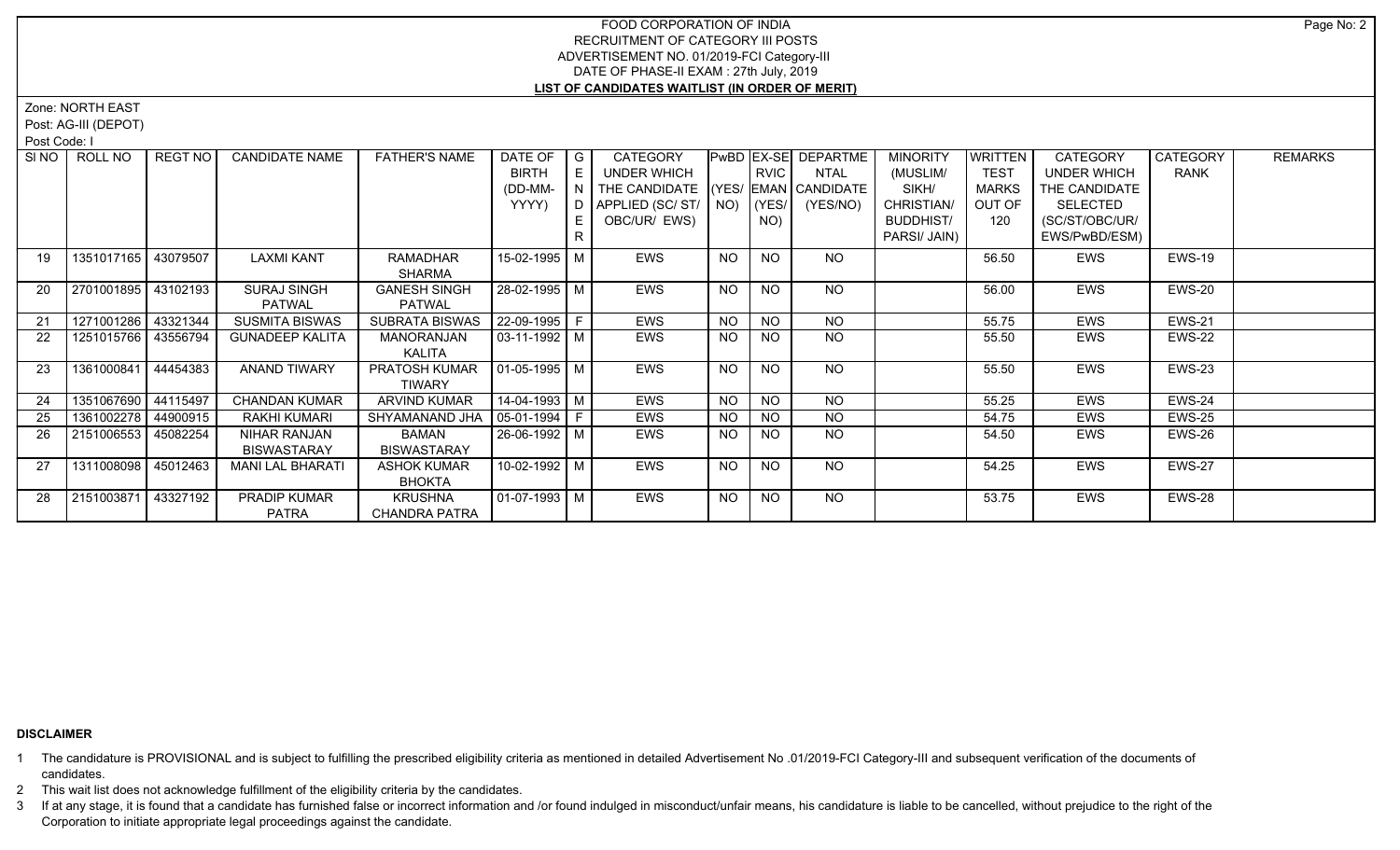FOOD CORPORATION OF INDIA
RECRUITMENT OF CATEGORY III POSTS
ADVERTISEMENT NO. 01/2019-FCI Category-III
DATE OF PHASE-II EXAM : 27th July, 2019
**LIST OF CANDIDATES WAITLIST (IN ORDER OF MERIT)**

Zone: NORTH EAST
Post: AG-III (DEPOT)
Post Code: I

| SI NO | ROLL NO | REGT NO | CANDIDATE NAME | FATHER'S NAME | DATE OF BIRTH (DD-MM-YYYY) | GENDER | CATEGORY UNDER WHICH THE CANDIDATE APPLIED (SC/ ST/ OBC/UR/ EWS) | PwBD (YES/ NO) | EX-SERVICEMAN (YES/ NO) | DEPARTMENTAL CANDIDATE (YES/NO) | MINORITY (MUSLIM/ SIKH/ CHRISTIAN/ BUDDHIST/ PARSI/ JAIN) | WRITTEN TEST MARKS OUT OF 120 | CATEGORY UNDER WHICH THE CANDIDATE SELECTED (SC/ST/OBC/UR/ EWS/PwBD/ESM) | CATEGORY RANK | REMARKS |
|---|---|---|---|---|---|---|---|---|---|---|---|---|---|---|---|
| 19 | 1351017165 | 43079507 | LAXMI KANT | RAMADHAR SHARMA | 15-02-1995 | M | EWS | NO | NO | NO | | 56.50 | EWS | EWS-19 | |
| 20 | 2701001895 | 43102193 | SURAJ SINGH PATWAL | GANESH SINGH PATWAL | 28-02-1995 | M | EWS | NO | NO | NO | | 56.00 | EWS | EWS-20 | |
| 21 | 1271001286 | 43321344 | SUSMITA BISWAS | SUBRATA BISWAS | 22-09-1995 | F | EWS | NO | NO | NO | | 55.75 | EWS | EWS-21 | |
| 22 | 1251015766 | 43556794 | GUNADEEP KALITA | MANORANJAN KALITA | 03-11-1992 | M | EWS | NO | NO | NO | | 55.50 | EWS | EWS-22 | |
| 23 | 1361000841 | 44454383 | ANAND TIWARY | PRATOSH KUMAR TIWARY | 01-05-1995 | M | EWS | NO | NO | NO | | 55.50 | EWS | EWS-23 | |
| 24 | 1351067690 | 44115497 | CHANDAN KUMAR | ARVIND KUMAR | 14-04-1993 | M | EWS | NO | NO | NO | | 55.25 | EWS | EWS-24 | |
| 25 | 1361002278 | 44900915 | RAKHI KUMARI | SHYAMANAND JHA | 05-01-1994 | F | EWS | NO | NO | NO | | 54.75 | EWS | EWS-25 | |
| 26 | 2151006553 | 45082254 | NIHAR RANJAN BISWASTARAY | BAMAN BISWASTARAY | 26-06-1992 | M | EWS | NO | NO | NO | | 54.50 | EWS | EWS-26 | |
| 27 | 1311008098 | 45012463 | MANI LAL BHARATI | ASHOK KUMAR BHOKTA | 10-02-1992 | M | EWS | NO | NO | NO | | 54.25 | EWS | EWS-27 | |
| 28 | 2151003871 | 43327192 | PRADIP KUMAR PATRA | KRUSHNA CHANDRA PATRA | 01-07-1993 | M | EWS | NO | NO | NO | | 53.75 | EWS | EWS-28 | |

**DISCLAIMER**

1 The candidature is PROVISIONAL and is subject to fulfilling the prescribed eligibility criteria as mentioned in detailed Advertisement No .01/2019-FCI Category-III and subsequent verification of the documents of candidates.

2 This wait list does not acknowledge fulfillment of the eligibility criteria by the candidates.

3 If at any stage, it is found that a candidate has furnished false or incorrect information and /or found indulged in misconduct/unfair means, his candidature is liable to be cancelled, without prejudice to the right of the Corporation to initiate appropriate legal proceedings against the candidate.